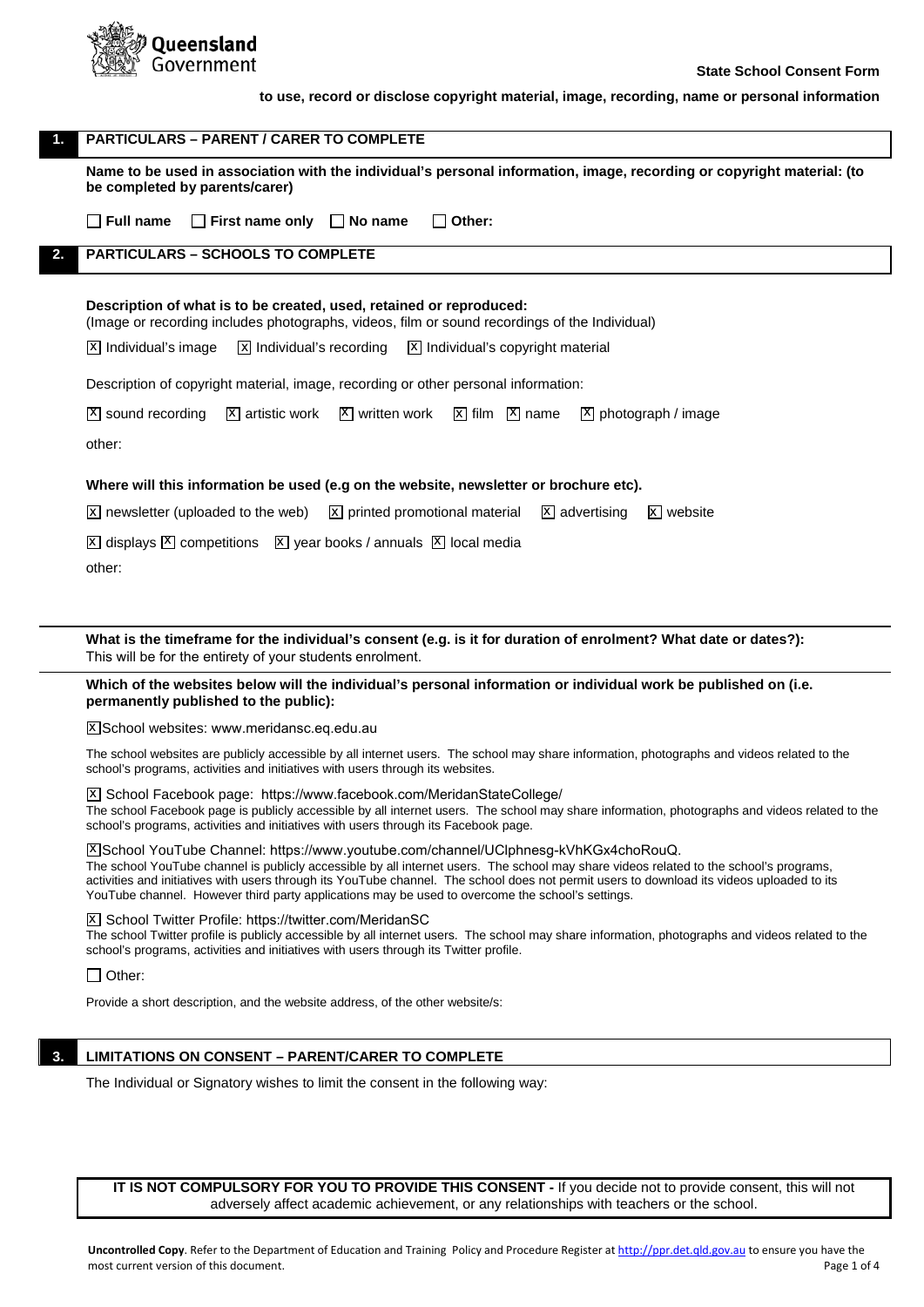**State School Consent Form**

**to use, record or disclose copyright material, image, recording, name or personal information**

## 1. PARTICULARS – PARENT / CARER TO COMPLETE

**Name to be used in association with the individual's personal information, image, recording or copyright material: (to be completed by parents/carer)**

☐ **Full name** ☐ **First name only** ☐ **No name** ☐ **Other:**

## 2. PARTICULARS – SCHOOLS TO COMPLETE

**Description of what is to be created, used, retained or reproduced:**
(Image or recording includes photographs, videos, film or sound recordings of the Individual)

☒ Individual's image ☒ Individual's recording ☒ Individual's copyright material

Description of copyright material, image, recording or other personal information:

☒ sound recording ☒ artistic work ☒ written work ☒ film ☒ name ☒ photograph / image

other:

**Where will this information be used (e.g on the website, newsletter or brochure etc).**

☒ newsletter (uploaded to the web) ☒ printed promotional material ☒ advertising ☒ website

☒ displays ☒ competitions ☒ year books / annuals ☒ local media

other:

**What is the timeframe for the individual's consent (e.g. is it for duration of enrolment? What date or dates?):**
This will be for the entirety of your students enrolment.

**Which of the websites below will the individual's personal information or individual work be published on (i.e. permanently published to the public):**

☒ School websites: www.meridansc.eq.edu.au

The school websites are publicly accessible by all internet users. The school may share information, photographs and videos related to the school's programs, activities and initiatives with users through its websites.

☒ School Facebook page: https://www.facebook.com/MeridanStateCollege/
The school Facebook page is publicly accessible by all internet users. The school may share information, photographs and videos related to the school's programs, activities and initiatives with users through its Facebook page.

☒ School YouTube Channel: https://www.youtube.com/channel/UClphnesg-kVhKGx4choRouQ.
The school YouTube channel is publicly accessible by all internet users. The school may share videos related to the school's programs, activities and initiatives with users through its YouTube channel. The school does not permit users to download its videos uploaded to its YouTube channel. However third party applications may be used to overcome the school's settings.

☒ School Twitter Profile: https://twitter.com/MeridanSC
The school Twitter profile is publicly accessible by all internet users. The school may share information, photographs and videos related to the school's programs, activities and initiatives with users through its Twitter profile.

☐ Other:

Provide a short description, and the website address, of the other website/s:

## 3. LIMITATIONS ON CONSENT – PARENT/CARER TO COMPLETE

The Individual or Signatory wishes to limit the consent in the following way:

**IT IS NOT COMPULSORY FOR YOU TO PROVIDE THIS CONSENT -** If you decide not to provide consent, this will not adversely affect academic achievement, or any relationships with teachers or the school.

**Uncontrolled Copy**. Refer to the Department of Education and Training Policy and Procedure Register at http://ppr.det.qld.gov.au to ensure you have the most current version of this document.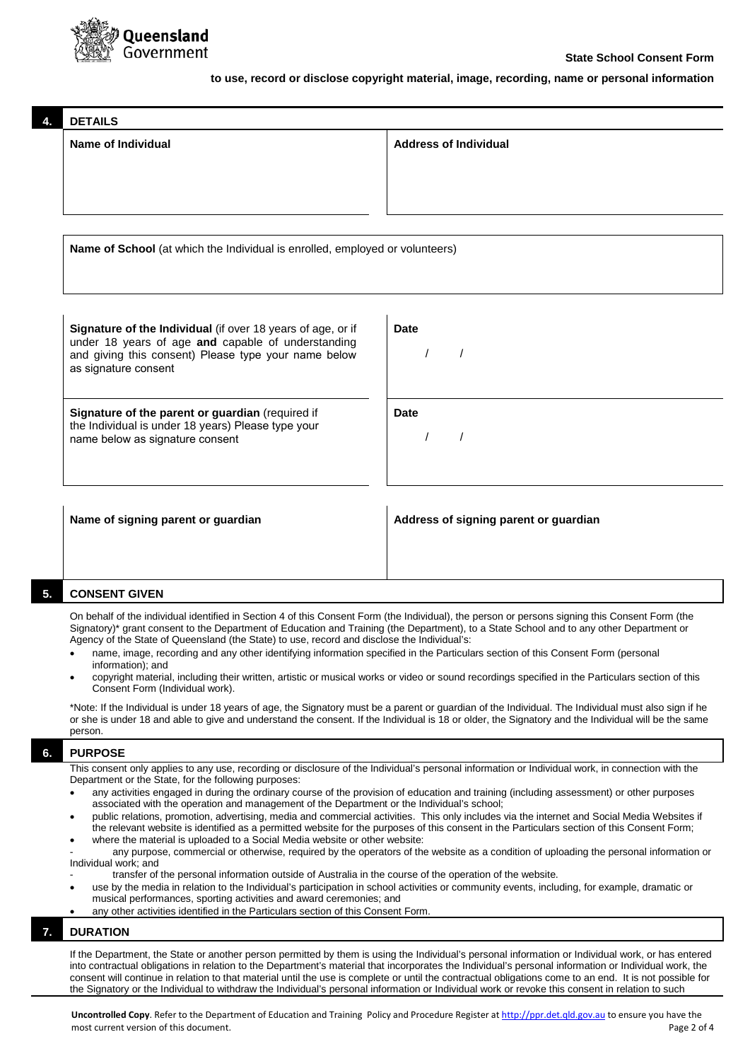**State School Consent Form**

**to use, record or disclose copyright material, image, recording, name or personal information**

## 4. DETAILS

| **Name of Individual** | **Address of Individual** |
|---|---|
| | |

**Name of School** (at which the Individual is enrolled, employed or volunteers)

| | |
|---|---|
| **Signature of the Individual** (if over 18 years of age, or if under 18 years of age **and** capable of understanding and giving this consent) Please type your name below as signature consent | **Date** / / |
| **Signature of the parent or guardian** (required if the Individual is under 18 years) Please type your name below as signature consent | **Date** / / |

| **Name of signing parent or guardian** | **Address of signing parent or guardian** |
|---|---|
| | |

## 5. CONSENT GIVEN

On behalf of the individual identified in Section 4 of this Consent Form (the Individual), the person or persons signing this Consent Form (the Signatory)* grant consent to the Department of Education and Training (the Department), to a State School and to any other Department or Agency of the State of Queensland (the State) to use, record and disclose the Individual's:

- name, image, recording and any other identifying information specified in the Particulars section of this Consent Form (personal information); and
- copyright material, including their written, artistic or musical works or video or sound recordings specified in the Particulars section of this Consent Form (Individual work).

*Note: If the Individual is under 18 years of age, the Signatory must be a parent or guardian of the Individual. The Individual must also sign if he or she is under 18 and able to give and understand the consent. If the Individual is 18 or older, the Signatory and the Individual will be the same person.

## 6. PURPOSE

This consent only applies to any use, recording or disclosure of the Individual's personal information or Individual work, in connection with the Department or the State, for the following purposes:

- any activities engaged in during the ordinary course of the provision of education and training (including assessment) or other purposes associated with the operation and management of the Department or the Individual's school;
- public relations, promotion, advertising, media and commercial activities. This only includes via the internet and Social Media Websites if the relevant website is identified as a permitted website for the purposes of this consent in the Particulars section of this Consent Form;
- where the material is uploaded to a Social Media website or other website:
  - any purpose, commercial or otherwise, required by the operators of the website as a condition of uploading the personal information or Individual work; and
  - transfer of the personal information outside of Australia in the course of the operation of the website.
- use by the media in relation to the Individual's participation in school activities or community events, including, for example, dramatic or musical performances, sporting activities and award ceremonies; and
- any other activities identified in the Particulars section of this Consent Form.

## 7. DURATION

If the Department, the State or another person permitted by them is using the Individual's personal information or Individual work, or has entered into contractual obligations in relation to the Department's material that incorporates the Individual's personal information or Individual work, the consent will continue in relation to that material until the use is complete or until the contractual obligations come to an end. It is not possible for the Signatory or the Individual to withdraw the Individual's personal information or Individual work or revoke this consent in relation to such

**Uncontrolled Copy**. Refer to the Department of Education and Training Policy and Procedure Register at http://ppr.det.qld.gov.au to ensure you have the most current version of this document.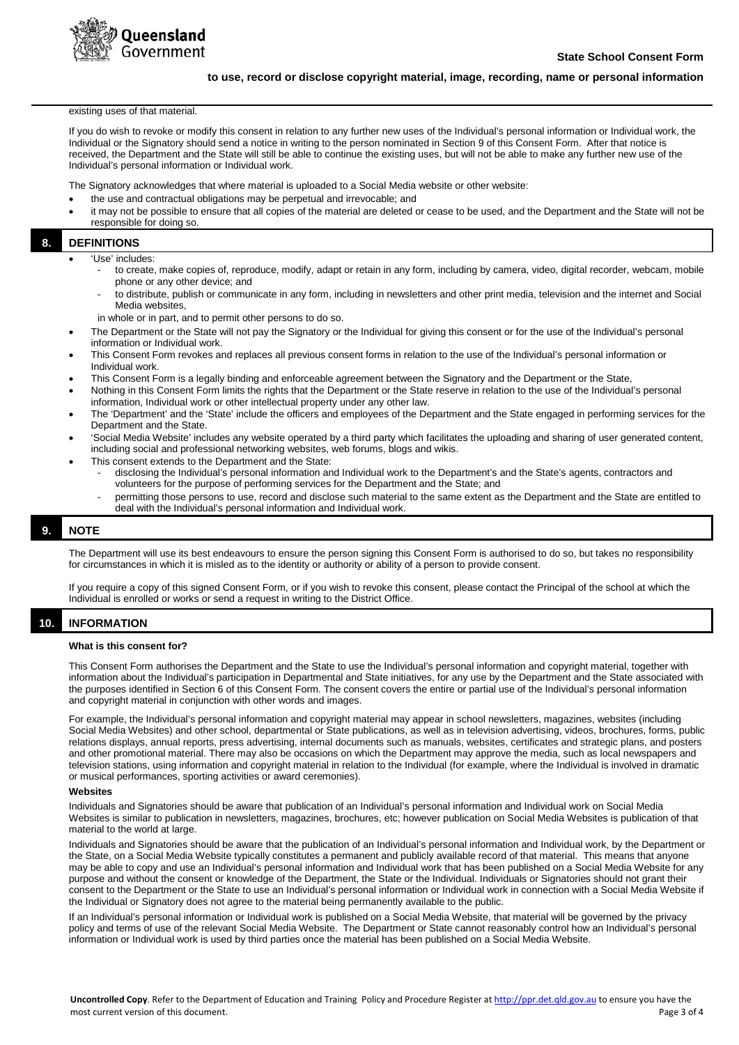existing uses of that material.

If you do wish to revoke or modify this consent in relation to any further new uses of the Individual's personal information or Individual work, the Individual or the Signatory should send a notice in writing to the person nominated in Section 9 of this Consent Form. After that notice is received, the Department and the State will still be able to continue the existing uses, but will not be able to make any further new use of the Individual's personal information or Individual work.

The Signatory acknowledges that where material is uploaded to a Social Media website or other website:

- the use and contractual obligations may be perpetual and irrevocable; and
- it may not be possible to ensure that all copies of the material are deleted or cease to be used, and the Department and the State will not be responsible for doing so.

## 8. DEFINITIONS

- 'Use' includes:
  - to create, make copies of, reproduce, modify, adapt or retain in any form, including by camera, video, digital recorder, webcam, mobile phone or any other device; and
  - to distribute, publish or communicate in any form, including in newsletters and other print media, television and the internet and Social Media websites,

  in whole or in part, and to permit other persons to do so.
- The Department or the State will not pay the Signatory or the Individual for giving this consent or for the use of the Individual's personal information or Individual work.
- This Consent Form revokes and replaces all previous consent forms in relation to the use of the Individual's personal information or Individual work.
- This Consent Form is a legally binding and enforceable agreement between the Signatory and the Department or the State,
- Nothing in this Consent Form limits the rights that the Department or the State reserve in relation to the use of the Individual's personal information, Individual work or other intellectual property under any other law.
- The 'Department' and the 'State' include the officers and employees of the Department and the State engaged in performing services for the Department and the State.
- 'Social Media Website' includes any website operated by a third party which facilitates the uploading and sharing of user generated content, including social and professional networking websites, web forums, blogs and wikis.
- This consent extends to the Department and the State:
  - disclosing the Individual's personal information and Individual work to the Department's and the State's agents, contractors and volunteers for the purpose of performing services for the Department and the State; and
  - permitting those persons to use, record and disclose such material to the same extent as the Department and the State are entitled to deal with the Individual's personal information and Individual work.

## 9. NOTE

The Department will use its best endeavours to ensure the person signing this Consent Form is authorised to do so, but takes no responsibility for circumstances in which it is misled as to the identity or authority or ability of a person to provide consent.

If you require a copy of this signed Consent Form, or if you wish to revoke this consent, please contact the Principal of the school at which the Individual is enrolled or works or send a request in writing to the District Office.

## 10. INFORMATION

**What is this consent for?**

This Consent Form authorises the Department and the State to use the Individual's personal information and copyright material, together with information about the Individual's participation in Departmental and State initiatives, for any use by the Department and the State associated with the purposes identified in Section 6 of this Consent Form. The consent covers the entire or partial use of the Individual's personal information and copyright material in conjunction with other words and images.

For example, the Individual's personal information and copyright material may appear in school newsletters, magazines, websites (including Social Media Websites) and other school, departmental or State publications, as well as in television advertising, videos, brochures, forms, public relations displays, annual reports, press advertising, internal documents such as manuals, websites, certificates and strategic plans, and posters and other promotional material. There may also be occasions on which the Department may approve the media, such as local newspapers and television stations, using information and copyright material in relation to the Individual (for example, where the Individual is involved in dramatic or musical performances, sporting activities or award ceremonies).

**Websites**

Individuals and Signatories should be aware that publication of an Individual's personal information and Individual work on Social Media Websites is similar to publication in newsletters, magazines, brochures, etc; however publication on Social Media Websites is publication of that material to the world at large.

Individuals and Signatories should be aware that the publication of an Individual's personal information and Individual work, by the Department or the State, on a Social Media Website typically constitutes a permanent and publicly available record of that material. This means that anyone may be able to copy and use an Individual's personal information and Individual work that has been published on a Social Media Website for any purpose and without the consent or knowledge of the Department, the State or the Individual. Individuals or Signatories should not grant their consent to the Department or the State to use an Individual's personal information or Individual work in connection with a Social Media Website if the Individual or Signatory does not agree to the material being permanently available to the public.

If an Individual's personal information or Individual work is published on a Social Media Website, that material will be governed by the privacy policy and terms of use of the relevant Social Media Website. The Department or State cannot reasonably control how an Individual's personal information or Individual work is used by third parties once the material has been published on a Social Media Website.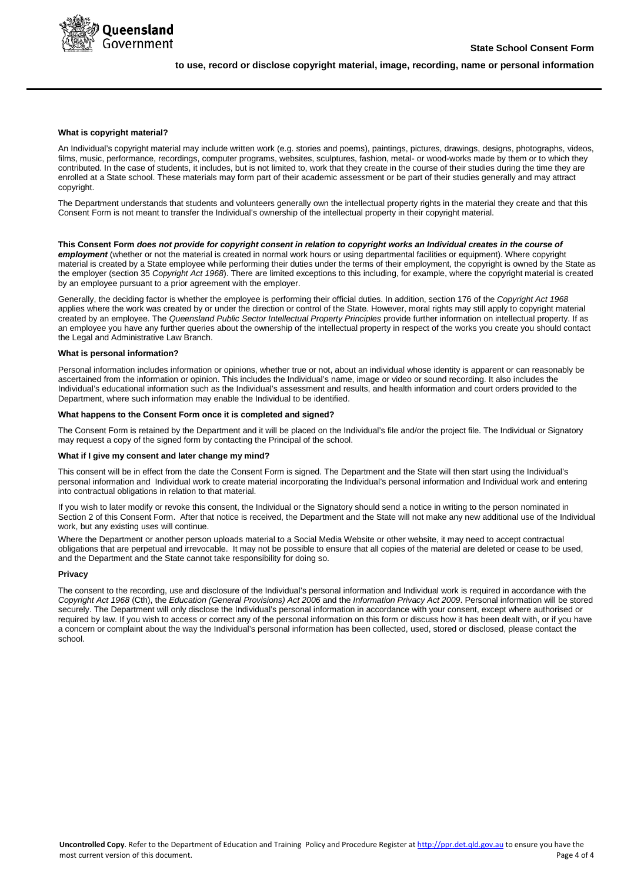**What is copyright material?**

An Individual's copyright material may include written work (e.g. stories and poems), paintings, pictures, drawings, designs, photographs, videos, films, music, performance, recordings, computer programs, websites, sculptures, fashion, metal- or wood-works made by them or to which they contributed. In the case of students, it includes, but is not limited to, work that they create in the course of their studies during the time they are enrolled at a State school. These materials may form part of their academic assessment or be part of their studies generally and may attract copyright.

The Department understands that students and volunteers generally own the intellectual property rights in the material they create and that this Consent Form is not meant to transfer the Individual's ownership of the intellectual property in their copyright material.

**This Consent Form *does not provide for copyright consent in relation to copyright works an Individual creates in the course of employment*** (whether or not the material is created in normal work hours or using departmental facilities or equipment). Where copyright material is created by a State employee while performing their duties under the terms of their employment, the copyright is owned by the State as the employer (section 35 *Copyright Act 1968*). There are limited exceptions to this including, for example, where the copyright material is created by an employee pursuant to a prior agreement with the employer.

Generally, the deciding factor is whether the employee is performing their official duties. In addition, section 176 of the *Copyright Act 1968* applies where the work was created by or under the direction or control of the State. However, moral rights may still apply to copyright material created by an employee. The *Queensland Public Sector Intellectual Property Principles* provide further information on intellectual property. If as an employee you have any further queries about the ownership of the intellectual property in respect of the works you create you should contact the Legal and Administrative Law Branch.

**What is personal information?**

Personal information includes information or opinions, whether true or not, about an individual whose identity is apparent or can reasonably be ascertained from the information or opinion. This includes the Individual's name, image or video or sound recording. It also includes the Individual's educational information such as the Individual's assessment and results, and health information and court orders provided to the Department, where such information may enable the Individual to be identified.

**What happens to the Consent Form once it is completed and signed?**

The Consent Form is retained by the Department and it will be placed on the Individual's file and/or the project file. The Individual or Signatory may request a copy of the signed form by contacting the Principal of the school.

**What if I give my consent and later change my mind?**

This consent will be in effect from the date the Consent Form is signed. The Department and the State will then start using the Individual's personal information and Individual work to create material incorporating the Individual's personal information and Individual work and entering into contractual obligations in relation to that material.

If you wish to later modify or revoke this consent, the Individual or the Signatory should send a notice in writing to the person nominated in Section 2 of this Consent Form. After that notice is received, the Department and the State will not make any new additional use of the Individual work, but any existing uses will continue.

Where the Department or another person uploads material to a Social Media Website or other website, it may need to accept contractual obligations that are perpetual and irrevocable. It may not be possible to ensure that all copies of the material are deleted or cease to be used, and the Department and the State cannot take responsibility for doing so.

**Privacy**

The consent to the recording, use and disclosure of the Individual's personal information and Individual work is required in accordance with the *Copyright Act 1968* (Cth), the *Education (General Provisions) Act 2006* and the *Information Privacy Act 2009*. Personal information will be stored securely. The Department will only disclose the Individual's personal information in accordance with your consent, except where authorised or required by law. If you wish to access or correct any of the personal information on this form or discuss how it has been dealt with, or if you have a concern or complaint about the way the Individual's personal information has been collected, used, stored or disclosed, please contact the school.